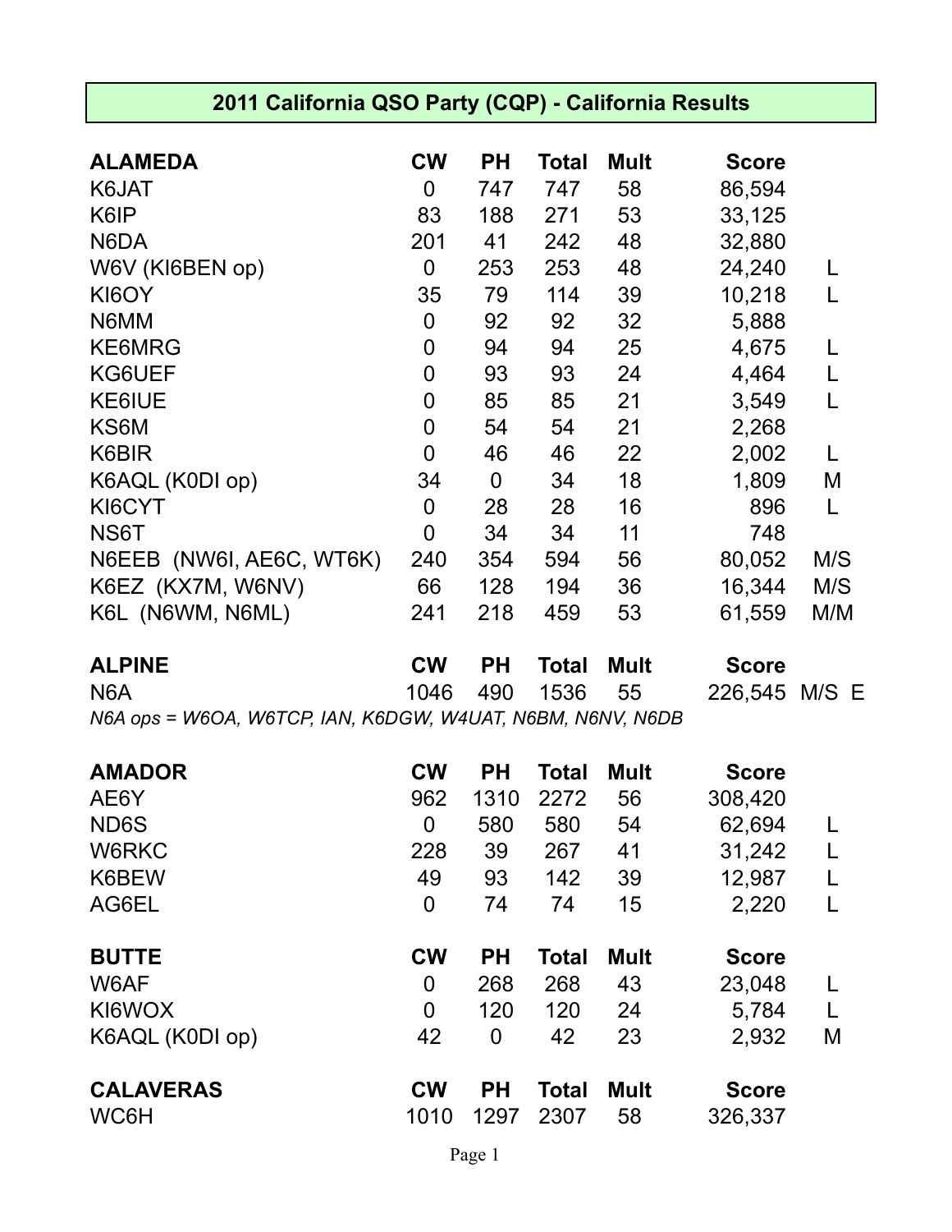## 2011 California QSO Party (CQP) - California Results

| ALAMEDA | CW | PH | Total | Mult | Score | |
|---|---|---|---|---|---|---|
| K6JAT | 0 | 747 | 747 | 58 | 86,594 | |
| K6IP | 83 | 188 | 271 | 53 | 33,125 | |
| N6DA | 201 | 41 | 242 | 48 | 32,880 | |
| W6V (KI6BEN op) | 0 | 253 | 253 | 48 | 24,240 | L |
| KI6OY | 35 | 79 | 114 | 39 | 10,218 | L |
| N6MM | 0 | 92 | 92 | 32 | 5,888 | |
| KE6MRG | 0 | 94 | 94 | 25 | 4,675 | L |
| KG6UEF | 0 | 93 | 93 | 24 | 4,464 | L |
| KE6IUE | 0 | 85 | 85 | 21 | 3,549 | L |
| KS6M | 0 | 54 | 54 | 21 | 2,268 | |
| K6BIR | 0 | 46 | 46 | 22 | 2,002 | L |
| K6AQL (K0DI op) | 34 | 0 | 34 | 18 | 1,809 | M |
| KI6CYT | 0 | 28 | 28 | 16 | 896 | L |
| NS6T | 0 | 34 | 34 | 11 | 748 | |
| N6EEB (NW6I, AE6C, WT6K) | 240 | 354 | 594 | 56 | 80,052 | M/S |
| K6EZ (KX7M, W6NV) | 66 | 128 | 194 | 36 | 16,344 | M/S |
| K6L (N6WM, N6ML) | 241 | 218 | 459 | 53 | 61,559 | M/M |

| ALPINE | CW | PH | Total | Mult | Score | |
|---|---|---|---|---|---|---|
| N6A | 1046 | 490 | 1536 | 55 | 226,545 | M/S E |

*N6A ops = W6OA, W6TCP, IAN, K6DGW, W4UAT, N6BM, N6NV, N6DB*

| AMADOR | CW | PH | Total | Mult | Score | |
|---|---|---|---|---|---|---|
| AE6Y | 962 | 1310 | 2272 | 56 | 308,420 | |
| ND6S | 0 | 580 | 580 | 54 | 62,694 | L |
| W6RKC | 228 | 39 | 267 | 41 | 31,242 | L |
| K6BEW | 49 | 93 | 142 | 39 | 12,987 | L |
| AG6EL | 0 | 74 | 74 | 15 | 2,220 | L |

| BUTTE | CW | PH | Total | Mult | Score | |
|---|---|---|---|---|---|---|
| W6AF | 0 | 268 | 268 | 43 | 23,048 | L |
| KI6WOX | 0 | 120 | 120 | 24 | 5,784 | L |
| K6AQL (K0DI op) | 42 | 0 | 42 | 23 | 2,932 | M |

| CALAVERAS | CW | PH | Total | Mult | Score |
|---|---|---|---|---|---|
| WC6H | 1010 | 1297 | 2307 | 58 | 326,337 |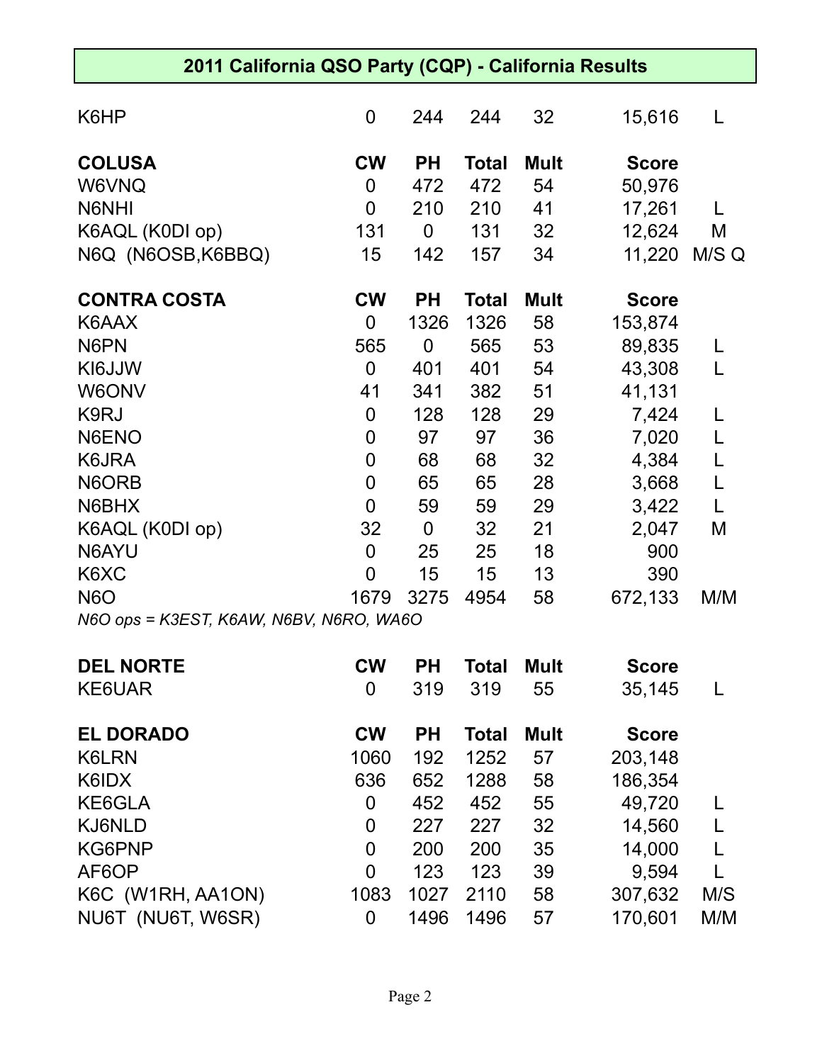## 2011 California QSO Party (CQP) - California Results

| | | | | | | |
|---|---|---|---|---|---|---|
| K6HP | 0 | 244 | 244 | 32 | 15,616 | L |

| COLUSA | CW | PH | Total | Mult | Score | |
|---|---|---|---|---|---|---|
| W6VNQ | 0 | 472 | 472 | 54 | 50,976 | |
| N6NHI | 0 | 210 | 210 | 41 | 17,261 | L |
| K6AQL (K0DI op) | 131 | 0 | 131 | 32 | 12,624 | M |
| N6Q (N6OSB,K6BBQ) | 15 | 142 | 157 | 34 | 11,220 | M/S Q |

| CONTRA COSTA | CW | PH | Total | Mult | Score | |
|---|---|---|---|---|---|---|
| K6AAX | 0 | 1326 | 1326 | 58 | 153,874 | |
| N6PN | 565 | 0 | 565 | 53 | 89,835 | L |
| KI6JJW | 0 | 401 | 401 | 54 | 43,308 | L |
| W6ONV | 41 | 341 | 382 | 51 | 41,131 | |
| K9RJ | 0 | 128 | 128 | 29 | 7,424 | L |
| N6ENO | 0 | 97 | 97 | 36 | 7,020 | L |
| K6JRA | 0 | 68 | 68 | 32 | 4,384 | L |
| N6ORB | 0 | 65 | 65 | 28 | 3,668 | L |
| N6BHX | 0 | 59 | 59 | 29 | 3,422 | L |
| K6AQL (K0DI op) | 32 | 0 | 32 | 21 | 2,047 | M |
| N6AYU | 0 | 25 | 25 | 18 | 900 | |
| K6XC | 0 | 15 | 15 | 13 | 390 | |
| N6O | 1679 | 3275 | 4954 | 58 | 672,133 | M/M |

*N6O ops = K3EST, K6AW, N6BV, N6RO, WA6O*

| DEL NORTE | CW | PH | Total | Mult | Score | |
|---|---|---|---|---|---|---|
| KE6UAR | 0 | 319 | 319 | 55 | 35,145 | L |

| EL DORADO | CW | PH | Total | Mult | Score | |
|---|---|---|---|---|---|---|
| K6LRN | 1060 | 192 | 1252 | 57 | 203,148 | |
| K6IDX | 636 | 652 | 1288 | 58 | 186,354 | |
| KE6GLA | 0 | 452 | 452 | 55 | 49,720 | L |
| KJ6NLD | 0 | 227 | 227 | 32 | 14,560 | L |
| KG6PNP | 0 | 200 | 200 | 35 | 14,000 | L |
| AF6OP | 0 | 123 | 123 | 39 | 9,594 | L |
| K6C (W1RH, AA1ON) | 1083 | 1027 | 2110 | 58 | 307,632 | M/S |
| NU6T (NU6T, W6SR) | 0 | 1496 | 1496 | 57 | 170,601 | M/M |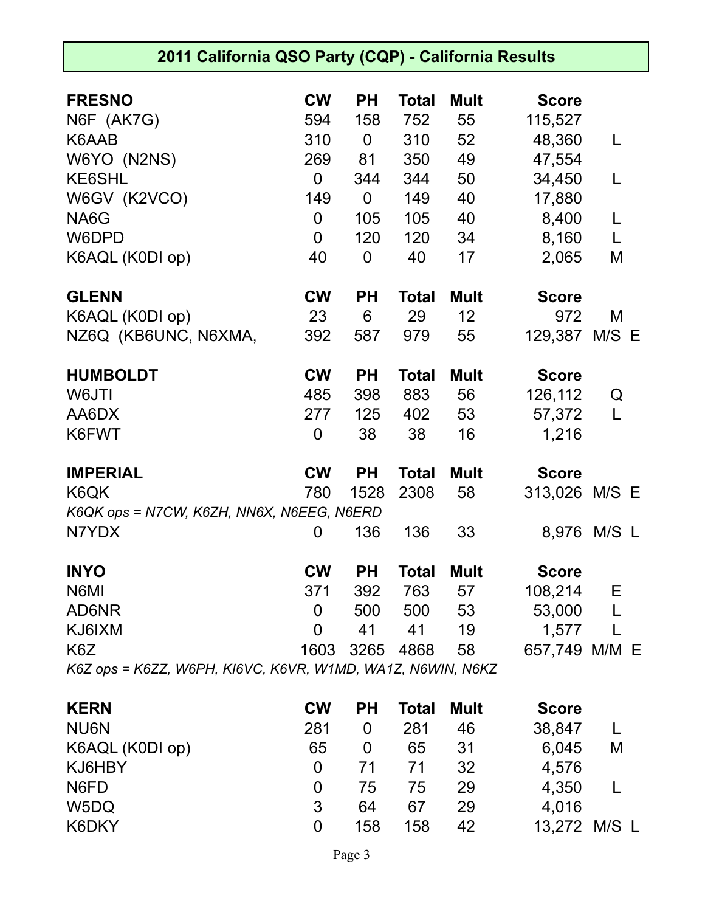## 2011 California QSO Party (CQP) - California Results

| FRESNO | CW | PH | Total | Mult | Score | |
|---|---|---|---|---|---|---|
| N6F (AK7G) | 594 | 158 | 752 | 55 | 115,527 | |
| K6AAB | 310 | 0 | 310 | 52 | 48,360 | L |
| W6YO (N2NS) | 269 | 81 | 350 | 49 | 47,554 | |
| KE6SHL | 0 | 344 | 344 | 50 | 34,450 | L |
| W6GV (K2VCO) | 149 | 0 | 149 | 40 | 17,880 | |
| NA6G | 0 | 105 | 105 | 40 | 8,400 | L |
| W6DPD | 0 | 120 | 120 | 34 | 8,160 | L |
| K6AQL (K0DI op) | 40 | 0 | 40 | 17 | 2,065 | M |

| GLENN | CW | PH | Total | Mult | Score | |
|---|---|---|---|---|---|---|
| K6AQL (K0DI op) | 23 | 6 | 29 | 12 | 972 | M |
| NZ6Q (KB6UNC, N6XMA, | 392 | 587 | 979 | 55 | 129,387 | M/S E |

| HUMBOLDT | CW | PH | Total | Mult | Score | |
|---|---|---|---|---|---|---|
| W6JTI | 485 | 398 | 883 | 56 | 126,112 | Q |
| AA6DX | 277 | 125 | 402 | 53 | 57,372 | L |
| K6FWT | 0 | 38 | 38 | 16 | 1,216 | |

| IMPERIAL | CW | PH | Total | Mult | Score | |
|---|---|---|---|---|---|---|
| K6QK | 780 | 1528 | 2308 | 58 | 313,026 | M/S E |
| *K6QK ops = N7CW, K6ZH, NN6X, N6EEG, N6ERD* | | | | | | |
| N7YDX | 0 | 136 | 136 | 33 | 8,976 | M/S L |

| INYO | CW | PH | Total | Mult | Score | |
|---|---|---|---|---|---|---|
| N6MI | 371 | 392 | 763 | 57 | 108,214 | E |
| AD6NR | 0 | 500 | 500 | 53 | 53,000 | L |
| KJ6IXM | 0 | 41 | 41 | 19 | 1,577 | L |
| K6Z | 1603 | 3265 | 4868 | 58 | 657,749 | M/M E |
| *K6Z ops = K6ZZ, W6PH, KI6VC, K6VR, W1MD, WA1Z, N6WIN, N6KZ* | | | | | | |

| KERN | CW | PH | Total | Mult | Score | |
|---|---|---|---|---|---|---|
| NU6N | 281 | 0 | 281 | 46 | 38,847 | L |
| K6AQL (K0DI op) | 65 | 0 | 65 | 31 | 6,045 | M |
| KJ6HBY | 0 | 71 | 71 | 32 | 4,576 | |
| N6FD | 0 | 75 | 75 | 29 | 4,350 | L |
| W5DQ | 3 | 64 | 67 | 29 | 4,016 | |
| K6DKY | 0 | 158 | 158 | 42 | 13,272 | M/S L |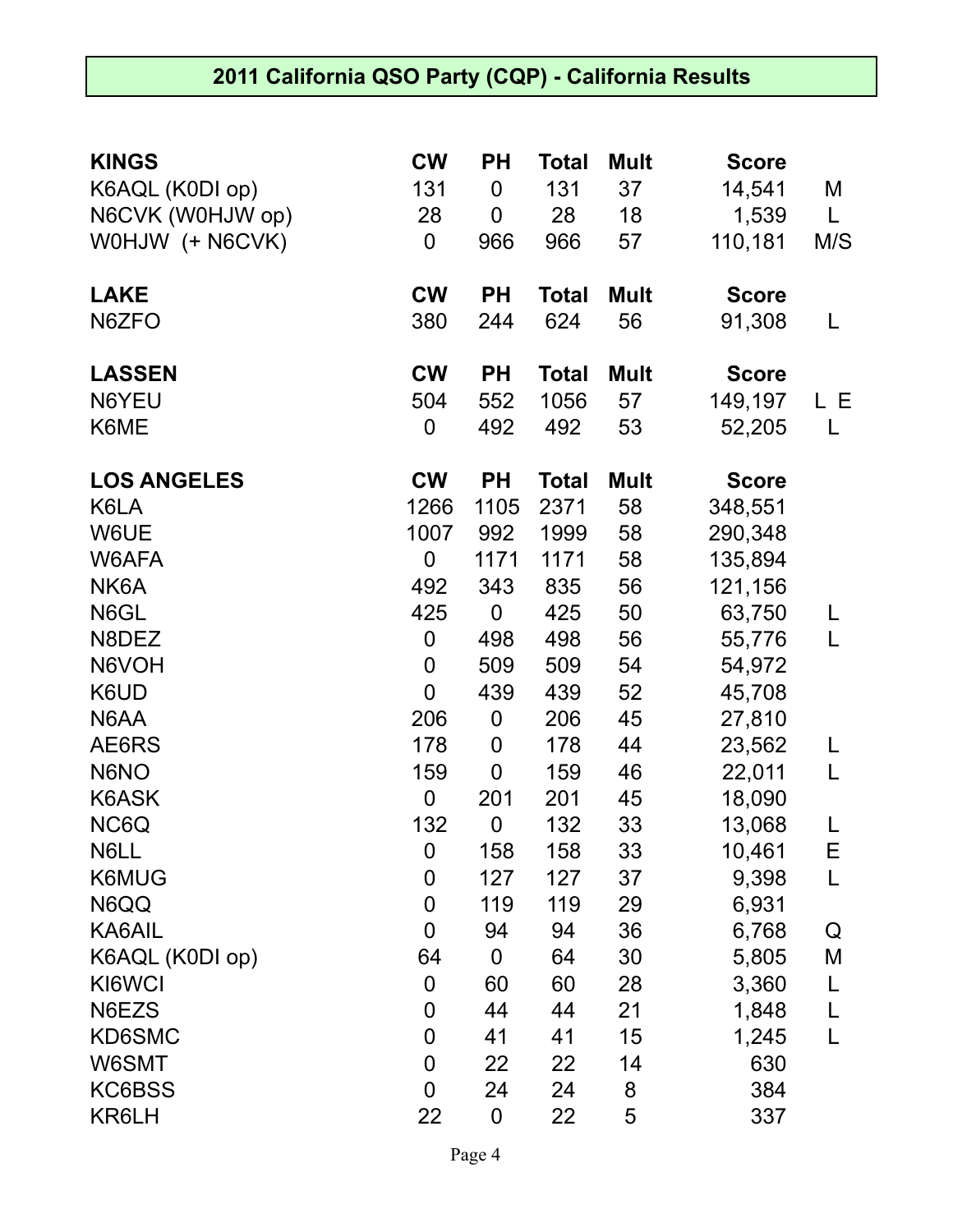## 2011 California QSO Party (CQP) - California Results

| KINGS | CW | PH | Total | Mult | Score | |
|---|---|---|---|---|---|---|
| K6AQL (K0DI op) | 131 | 0 | 131 | 37 | 14,541 | M |
| N6CVK (W0HJW op) | 28 | 0 | 28 | 18 | 1,539 | L |
| W0HJW (+ N6CVK) | 0 | 966 | 966 | 57 | 110,181 | M/S |

| LAKE | CW | PH | Total | Mult | Score | |
|---|---|---|---|---|---|---|
| N6ZFO | 380 | 244 | 624 | 56 | 91,308 | L |

| LASSEN | CW | PH | Total | Mult | Score | |
|---|---|---|---|---|---|---|
| N6YEU | 504 | 552 | 1056 | 57 | 149,197 | L E |
| K6ME | 0 | 492 | 492 | 53 | 52,205 | L |

| LOS ANGELES | CW | PH | Total | Mult | Score | |
|---|---|---|---|---|---|---|
| K6LA | 1266 | 1105 | 2371 | 58 | 348,551 | |
| W6UE | 1007 | 992 | 1999 | 58 | 290,348 | |
| W6AFA | 0 | 1171 | 1171 | 58 | 135,894 | |
| NK6A | 492 | 343 | 835 | 56 | 121,156 | |
| N6GL | 425 | 0 | 425 | 50 | 63,750 | L |
| N8DEZ | 0 | 498 | 498 | 56 | 55,776 | L |
| N6VOH | 0 | 509 | 509 | 54 | 54,972 | |
| K6UD | 0 | 439 | 439 | 52 | 45,708 | |
| N6AA | 206 | 0 | 206 | 45 | 27,810 | |
| AE6RS | 178 | 0 | 178 | 44 | 23,562 | L |
| N6NO | 159 | 0 | 159 | 46 | 22,011 | L |
| K6ASK | 0 | 201 | 201 | 45 | 18,090 | |
| NC6Q | 132 | 0 | 132 | 33 | 13,068 | L |
| N6LL | 0 | 158 | 158 | 33 | 10,461 | E |
| K6MUG | 0 | 127 | 127 | 37 | 9,398 | L |
| N6QQ | 0 | 119 | 119 | 29 | 6,931 | |
| KA6AIL | 0 | 94 | 94 | 36 | 6,768 | Q |
| K6AQL (K0DI op) | 64 | 0 | 64 | 30 | 5,805 | M |
| KI6WCI | 0 | 60 | 60 | 28 | 3,360 | L |
| N6EZS | 0 | 44 | 44 | 21 | 1,848 | L |
| KD6SMC | 0 | 41 | 41 | 15 | 1,245 | L |
| W6SMT | 0 | 22 | 22 | 14 | 630 | |
| KC6BSS | 0 | 24 | 24 | 8 | 384 | |
| KR6LH | 22 | 0 | 22 | 5 | 337 | |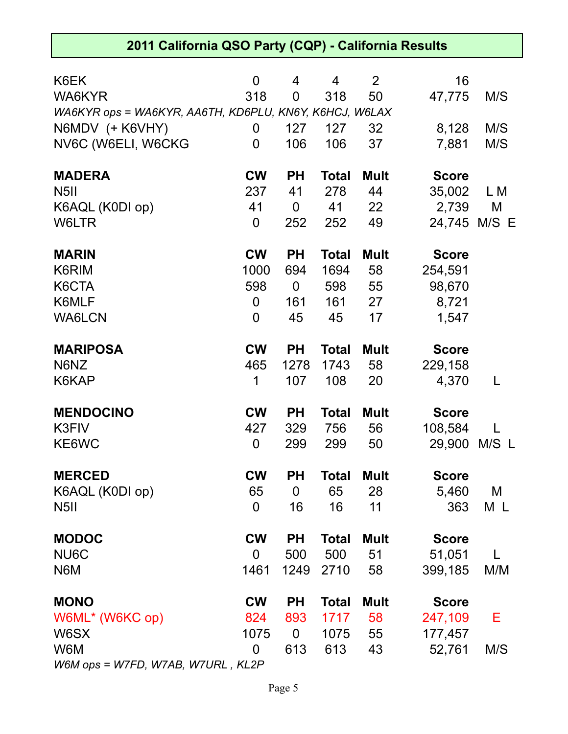## 2011 California QSO Party (CQP) - California Results

| | | | | | | |
|---|---|---|---|---|---|---|
| K6EK | 0 | 4 | 4 | 2 | 16 | |
| WA6KYR | 318 | 0 | 318 | 50 | 47,775 | M/S |

*WA6KYR ops = WA6KYR, AA6TH, KD6PLU, KN6Y, K6HCJ, W6LAX*

| | | | | | | |
|---|---|---|---|---|---|---|
| N6MDV (+ K6VHY) | 0 | 127 | 127 | 32 | 8,128 | M/S |
| NV6C (W6ELI, W6CKG | 0 | 106 | 106 | 37 | 7,881 | M/S |

| MADERA | CW | PH | Total | Mult | Score | |
|---|---|---|---|---|---|---|
| N5II | 237 | 41 | 278 | 44 | 35,002 | L M |
| K6AQL (K0DI op) | 41 | 0 | 41 | 22 | 2,739 | M |
| W6LTR | 0 | 252 | 252 | 49 | 24,745 | M/S E |

| MARIN | CW | PH | Total | Mult | Score | |
|---|---|---|---|---|---|---|
| K6RIM | 1000 | 694 | 1694 | 58 | 254,591 | |
| K6CTA | 598 | 0 | 598 | 55 | 98,670 | |
| K6MLF | 0 | 161 | 161 | 27 | 8,721 | |
| WA6LCN | 0 | 45 | 45 | 17 | 1,547 | |

| MARIPOSA | CW | PH | Total | Mult | Score | |
|---|---|---|---|---|---|---|
| N6NZ | 465 | 1278 | 1743 | 58 | 229,158 | |
| K6KAP | 1 | 107 | 108 | 20 | 4,370 | L |

| MENDOCINO | CW | PH | Total | Mult | Score | |
|---|---|---|---|---|---|---|
| K3FIV | 427 | 329 | 756 | 56 | 108,584 | L |
| KE6WC | 0 | 299 | 299 | 50 | 29,900 | M/S L |

| MERCED | CW | PH | Total | Mult | Score | |
|---|---|---|---|---|---|---|
| K6AQL (K0DI op) | 65 | 0 | 65 | 28 | 5,460 | M |
| N5II | 0 | 16 | 16 | 11 | 363 | M L |

| MODOC | CW | PH | Total | Mult | Score | |
|---|---|---|---|---|---|---|
| NU6C | 0 | 500 | 500 | 51 | 51,051 | L |
| N6M | 1461 | 1249 | 2710 | 58 | 399,185 | M/M |

| MONO | CW | PH | Total | Mult | Score | |
|---|---|---|---|---|---|---|
| W6ML* (W6KC op) | 824 | 893 | 1717 | 58 | 247,109 | E |
| W6SX | 1075 | 0 | 1075 | 55 | 177,457 | |
| W6M | 0 | 613 | 613 | 43 | 52,761 | M/S |

*W6M ops = W7FD, W7AB, W7URL , KL2P*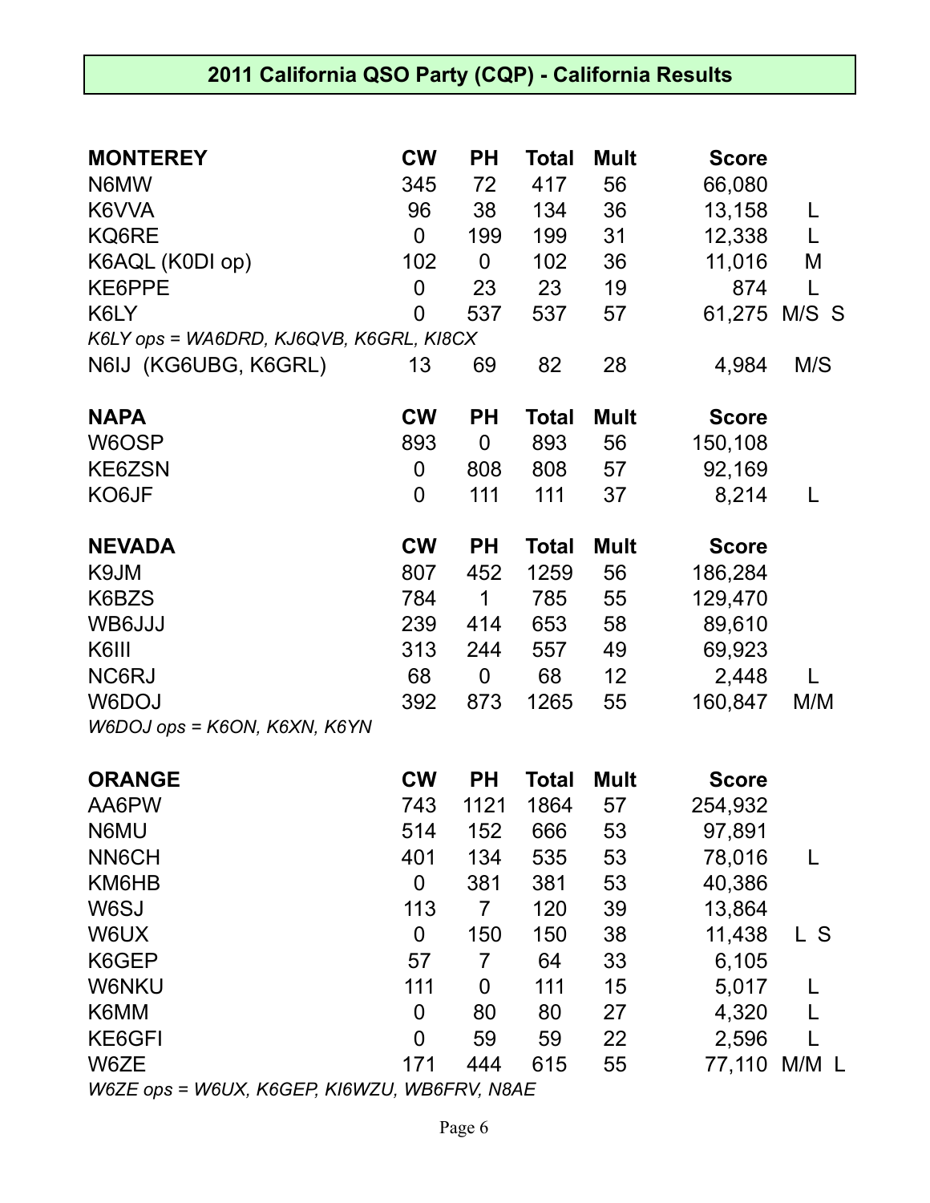## 2011 California QSO Party (CQP) - California Results

| MONTEREY | CW | PH | Total | Mult | Score | |
|---|---|---|---|---|---|---|
| N6MW | 345 | 72 | 417 | 56 | 66,080 | |
| K6VVA | 96 | 38 | 134 | 36 | 13,158 | L |
| KQ6RE | 0 | 199 | 199 | 31 | 12,338 | L |
| K6AQL (K0DI op) | 102 | 0 | 102 | 36 | 11,016 | M |
| KE6PPE | 0 | 23 | 23 | 19 | 874 | L |
| K6LY | 0 | 537 | 537 | 57 | 61,275 | M/S S |
| *K6LY ops = WA6DRD, KJ6QVB, K6GRL, KI8CX* | | | | | | |
| N6IJ (KG6UBG, K6GRL) | 13 | 69 | 82 | 28 | 4,984 | M/S |

| NAPA | CW | PH | Total | Mult | Score | |
|---|---|---|---|---|---|---|
| W6OSP | 893 | 0 | 893 | 56 | 150,108 | |
| KE6ZSN | 0 | 808 | 808 | 57 | 92,169 | |
| KO6JF | 0 | 111 | 111 | 37 | 8,214 | L |

| NEVADA | CW | PH | Total | Mult | Score | |
|---|---|---|---|---|---|---|
| K9JM | 807 | 452 | 1259 | 56 | 186,284 | |
| K6BZS | 784 | 1 | 785 | 55 | 129,470 | |
| WB6JJJ | 239 | 414 | 653 | 58 | 89,610 | |
| K6III | 313 | 244 | 557 | 49 | 69,923 | |
| NC6RJ | 68 | 0 | 68 | 12 | 2,448 | L |
| W6DOJ | 392 | 873 | 1265 | 55 | 160,847 | M/M |
| *W6DOJ ops = K6ON, K6XN, K6YN* | | | | | | |

| ORANGE | CW | PH | Total | Mult | Score | |
|---|---|---|---|---|---|---|
| AA6PW | 743 | 1121 | 1864 | 57 | 254,932 | |
| N6MU | 514 | 152 | 666 | 53 | 97,891 | |
| NN6CH | 401 | 134 | 535 | 53 | 78,016 | L |
| KM6HB | 0 | 381 | 381 | 53 | 40,386 | |
| W6SJ | 113 | 7 | 120 | 39 | 13,864 | |
| W6UX | 0 | 150 | 150 | 38 | 11,438 | L S |
| K6GEP | 57 | 7 | 64 | 33 | 6,105 | |
| W6NKU | 111 | 0 | 111 | 15 | 5,017 | L |
| K6MM | 0 | 80 | 80 | 27 | 4,320 | L |
| KE6GFI | 0 | 59 | 59 | 22 | 2,596 | L |
| W6ZE | 171 | 444 | 615 | 55 | 77,110 | M/M L |
| *W6ZE ops = W6UX, K6GEP, KI6WZU, WB6FRV, N8AE* | | | | | | |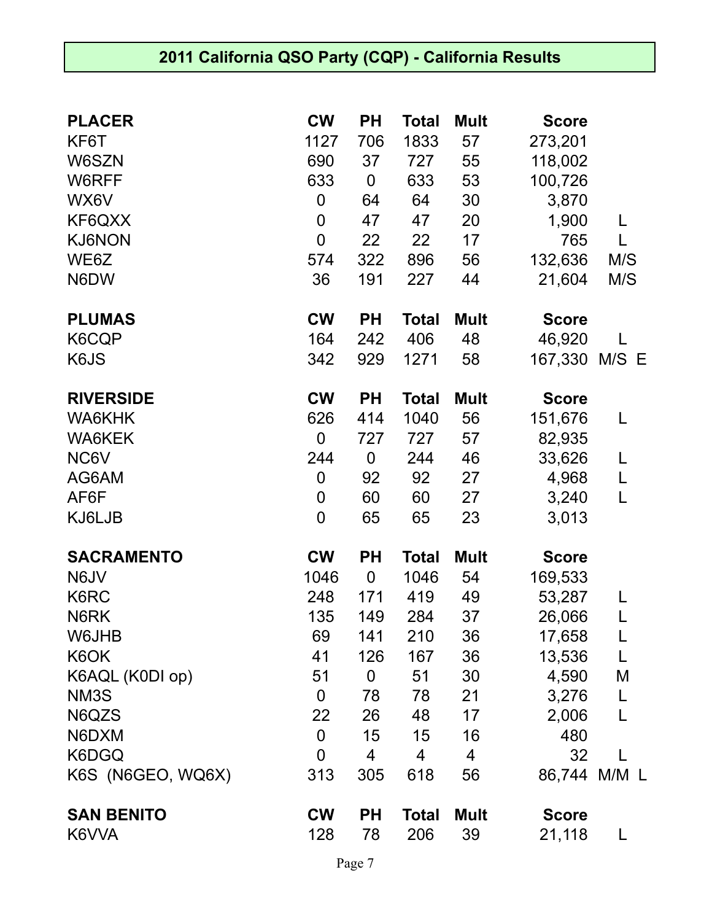## 2011 California QSO Party (CQP) - California Results

| PLACER | CW | PH | Total | Mult | Score | |
|---|---|---|---|---|---|---|
| KF6T | 1127 | 706 | 1833 | 57 | 273,201 | |
| W6SZN | 690 | 37 | 727 | 55 | 118,002 | |
| W6RFF | 633 | 0 | 633 | 53 | 100,726 | |
| WX6V | 0 | 64 | 64 | 30 | 3,870 | |
| KF6QXX | 0 | 47 | 47 | 20 | 1,900 | L |
| KJ6NON | 0 | 22 | 22 | 17 | 765 | L |
| WE6Z | 574 | 322 | 896 | 56 | 132,636 | M/S |
| N6DW | 36 | 191 | 227 | 44 | 21,604 | M/S |

| PLUMAS | CW | PH | Total | Mult | Score | |
|---|---|---|---|---|---|---|
| K6CQP | 164 | 242 | 406 | 48 | 46,920 | L |
| K6JS | 342 | 929 | 1271 | 58 | 167,330 | M/S E |

| RIVERSIDE | CW | PH | Total | Mult | Score | |
|---|---|---|---|---|---|---|
| WA6KHK | 626 | 414 | 1040 | 56 | 151,676 | L |
| WA6KEK | 0 | 727 | 727 | 57 | 82,935 | |
| NC6V | 244 | 0 | 244 | 46 | 33,626 | L |
| AG6AM | 0 | 92 | 92 | 27 | 4,968 | L |
| AF6F | 0 | 60 | 60 | 27 | 3,240 | L |
| KJ6LJB | 0 | 65 | 65 | 23 | 3,013 | |

| SACRAMENTO | CW | PH | Total | Mult | Score | |
|---|---|---|---|---|---|---|
| N6JV | 1046 | 0 | 1046 | 54 | 169,533 | |
| K6RC | 248 | 171 | 419 | 49 | 53,287 | L |
| N6RK | 135 | 149 | 284 | 37 | 26,066 | L |
| W6JHB | 69 | 141 | 210 | 36 | 17,658 | L |
| K6OK | 41 | 126 | 167 | 36 | 13,536 | L |
| K6AQL (K0DI op) | 51 | 0 | 51 | 30 | 4,590 | M |
| NM3S | 0 | 78 | 78 | 21 | 3,276 | L |
| N6QZS | 22 | 26 | 48 | 17 | 2,006 | L |
| N6DXM | 0 | 15 | 15 | 16 | 480 | |
| K6DGQ | 0 | 4 | 4 | 4 | 32 | L |
| K6S (N6GEO, WQ6X) | 313 | 305 | 618 | 56 | 86,744 | M/M L |

| SAN BENITO | CW | PH | Total | Mult | Score | |
|---|---|---|---|---|---|---|
| K6VVA | 128 | 78 | 206 | 39 | 21,118 | L |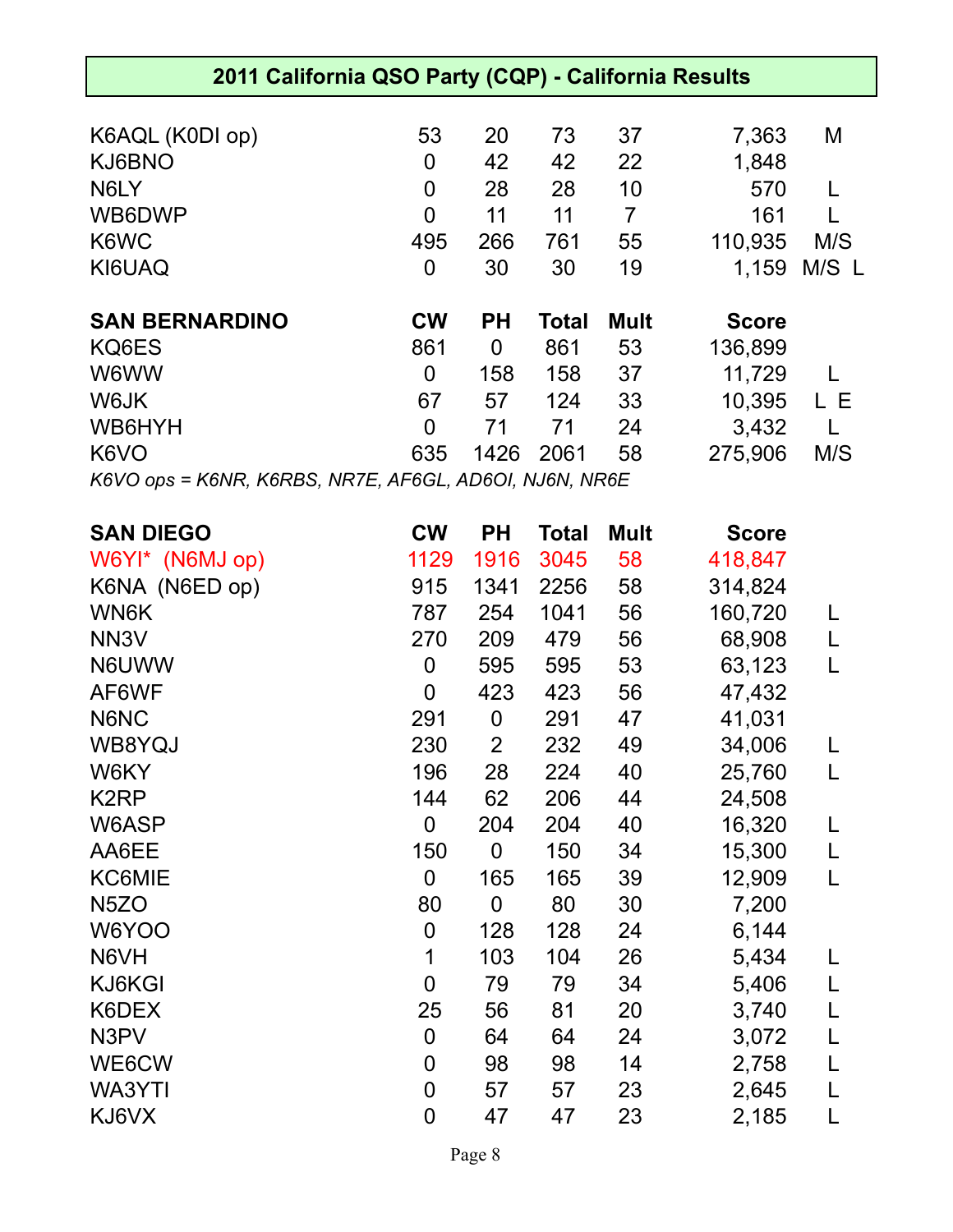## 2011 California QSO Party (CQP) - California Results

| | | | | | | |
|---|---|---|---|---|---|---|
| K6AQL (K0DI op) | 53 | 20 | 73 | 37 | 7,363 | M |
| KJ6BNO | 0 | 42 | 42 | 22 | 1,848 | |
| N6LY | 0 | 28 | 28 | 10 | 570 | L |
| WB6DWP | 0 | 11 | 11 | 7 | 161 | L |
| K6WC | 495 | 266 | 761 | 55 | 110,935 | M/S |
| KI6UAQ | 0 | 30 | 30 | 19 | 1,159 | M/S L |

| **SAN BERNARDINO** | **CW** | **PH** | **Total** | **Mult** | **Score** | |
|---|---|---|---|---|---|---|
| KQ6ES | 861 | 0 | 861 | 53 | 136,899 | |
| W6WW | 0 | 158 | 158 | 37 | 11,729 | L |
| W6JK | 67 | 57 | 124 | 33 | 10,395 | L E |
| WB6HYH | 0 | 71 | 71 | 24 | 3,432 | L |
| K6VO | 635 | 1426 | 2061 | 58 | 275,906 | M/S |

*K6VO ops = K6NR, K6RBS, NR7E, AF6GL, AD6OI, NJ6N, NR6E*

| **SAN DIEGO** | **CW** | **PH** | **Total** | **Mult** | **Score** | |
|---|---|---|---|---|---|---|
| W6YI* (N6MJ op) | 1129 | 1916 | 3045 | 58 | 418,847 | |
| K6NA (N6ED op) | 915 | 1341 | 2256 | 58 | 314,824 | |
| WN6K | 787 | 254 | 1041 | 56 | 160,720 | L |
| NN3V | 270 | 209 | 479 | 56 | 68,908 | L |
| N6UWW | 0 | 595 | 595 | 53 | 63,123 | L |
| AF6WF | 0 | 423 | 423 | 56 | 47,432 | |
| N6NC | 291 | 0 | 291 | 47 | 41,031 | |
| WB8YQJ | 230 | 2 | 232 | 49 | 34,006 | L |
| W6KY | 196 | 28 | 224 | 40 | 25,760 | L |
| K2RP | 144 | 62 | 206 | 44 | 24,508 | |
| W6ASP | 0 | 204 | 204 | 40 | 16,320 | L |
| AA6EE | 150 | 0 | 150 | 34 | 15,300 | L |
| KC6MIE | 0 | 165 | 165 | 39 | 12,909 | L |
| N5ZO | 80 | 0 | 80 | 30 | 7,200 | |
| W6YOO | 0 | 128 | 128 | 24 | 6,144 | |
| N6VH | 1 | 103 | 104 | 26 | 5,434 | L |
| KJ6KGI | 0 | 79 | 79 | 34 | 5,406 | L |
| K6DEX | 25 | 56 | 81 | 20 | 3,740 | L |
| N3PV | 0 | 64 | 64 | 24 | 3,072 | L |
| WE6CW | 0 | 98 | 98 | 14 | 2,758 | L |
| WA3YTI | 0 | 57 | 57 | 23 | 2,645 | L |
| KJ6VX | 0 | 47 | 47 | 23 | 2,185 | L |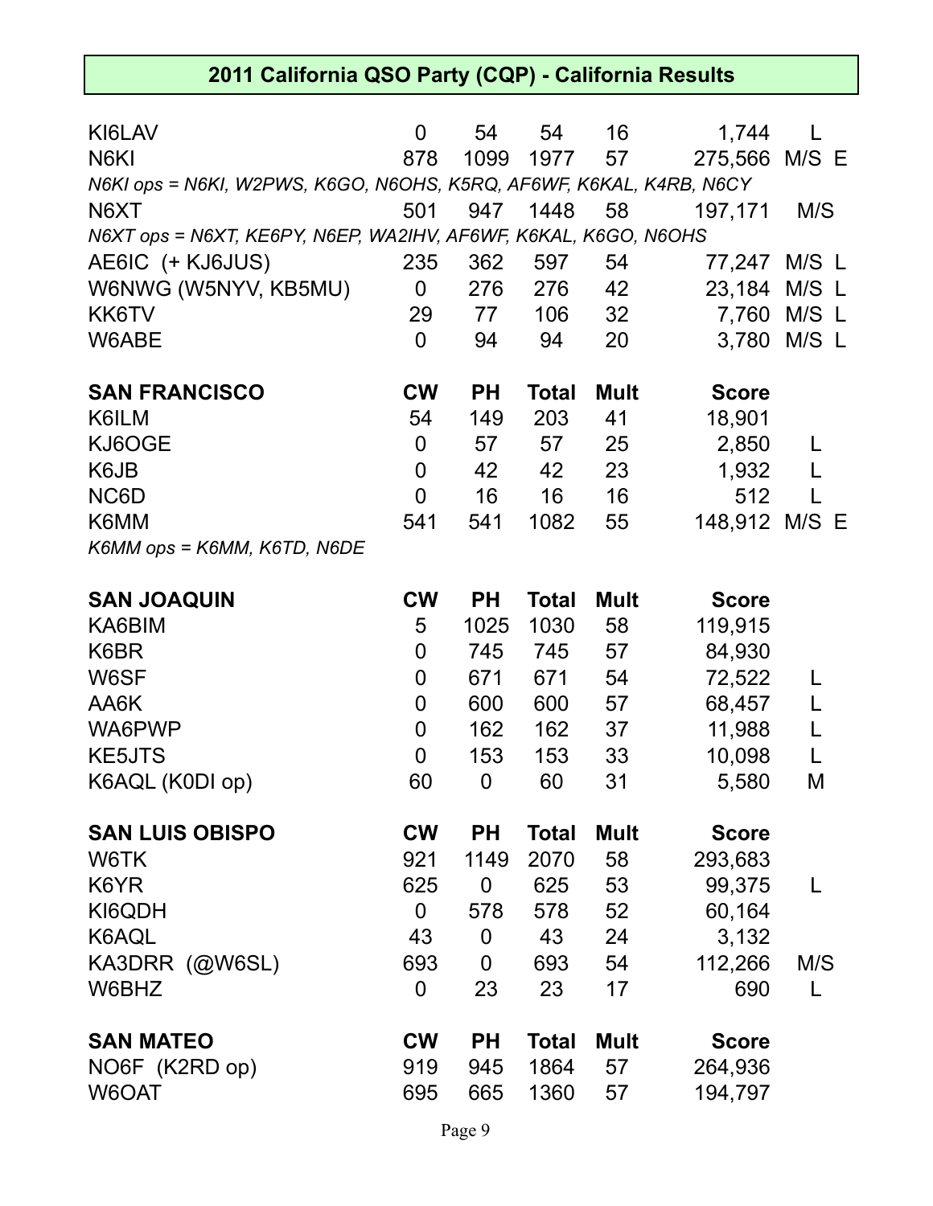## 2011 California QSO Party (CQP) - California Results

| | CW | PH | Total | Mult | Score | |
|---|---|---|---|---|---|---|
| KI6LAV | 0 | 54 | 54 | 16 | 1,744 | L |
| N6KI | 878 | 1099 | 1977 | 57 | 275,566 | M/S E |
| *N6KI ops = N6KI, W2PWS, K6GO, N6OHS, K5RQ, AF6WF, K6KAL, K4RB, N6CY* | | | | | | |
| N6XT | 501 | 947 | 1448 | 58 | 197,171 | M/S |
| *N6XT ops = N6XT, KE6PY, N6EP, WA2IHV, AF6WF, K6KAL, K6GO, N6OHS* | | | | | | |
| AE6IC (+ KJ6JUS) | 235 | 362 | 597 | 54 | 77,247 | M/S L |
| W6NWG (W5NYV, KB5MU) | 0 | 276 | 276 | 42 | 23,184 | M/S L |
| KK6TV | 29 | 77 | 106 | 32 | 7,760 | M/S L |
| W6ABE | 0 | 94 | 94 | 20 | 3,780 | M/S L |

| SAN FRANCISCO | CW | PH | Total | Mult | Score | |
|---|---|---|---|---|---|---|
| K6ILM | 54 | 149 | 203 | 41 | 18,901 | |
| KJ6OGE | 0 | 57 | 57 | 25 | 2,850 | L |
| K6JB | 0 | 42 | 42 | 23 | 1,932 | L |
| NC6D | 0 | 16 | 16 | 16 | 512 | L |
| K6MM | 541 | 541 | 1082 | 55 | 148,912 | M/S E |
| *K6MM ops = K6MM, K6TD, N6DE* | | | | | | |

| SAN JOAQUIN | CW | PH | Total | Mult | Score | |
|---|---|---|---|---|---|---|
| KA6BIM | 5 | 1025 | 1030 | 58 | 119,915 | |
| K6BR | 0 | 745 | 745 | 57 | 84,930 | |
| W6SF | 0 | 671 | 671 | 54 | 72,522 | L |
| AA6K | 0 | 600 | 600 | 57 | 68,457 | L |
| WA6PWP | 0 | 162 | 162 | 37 | 11,988 | L |
| KE5JTS | 0 | 153 | 153 | 33 | 10,098 | L |
| K6AQL (K0DI op) | 60 | 0 | 60 | 31 | 5,580 | M |

| SAN LUIS OBISPO | CW | PH | Total | Mult | Score | |
|---|---|---|---|---|---|---|
| W6TK | 921 | 1149 | 2070 | 58 | 293,683 | |
| K6YR | 625 | 0 | 625 | 53 | 99,375 | L |
| KI6QDH | 0 | 578 | 578 | 52 | 60,164 | |
| K6AQL | 43 | 0 | 43 | 24 | 3,132 | |
| KA3DRR (@W6SL) | 693 | 0 | 693 | 54 | 112,266 | M/S |
| W6BHZ | 0 | 23 | 23 | 17 | 690 | L |

| SAN MATEO | CW | PH | Total | Mult | Score | |
|---|---|---|---|---|---|---|
| NO6F (K2RD op) | 919 | 945 | 1864 | 57 | 264,936 | |
| W6OAT | 695 | 665 | 1360 | 57 | 194,797 | |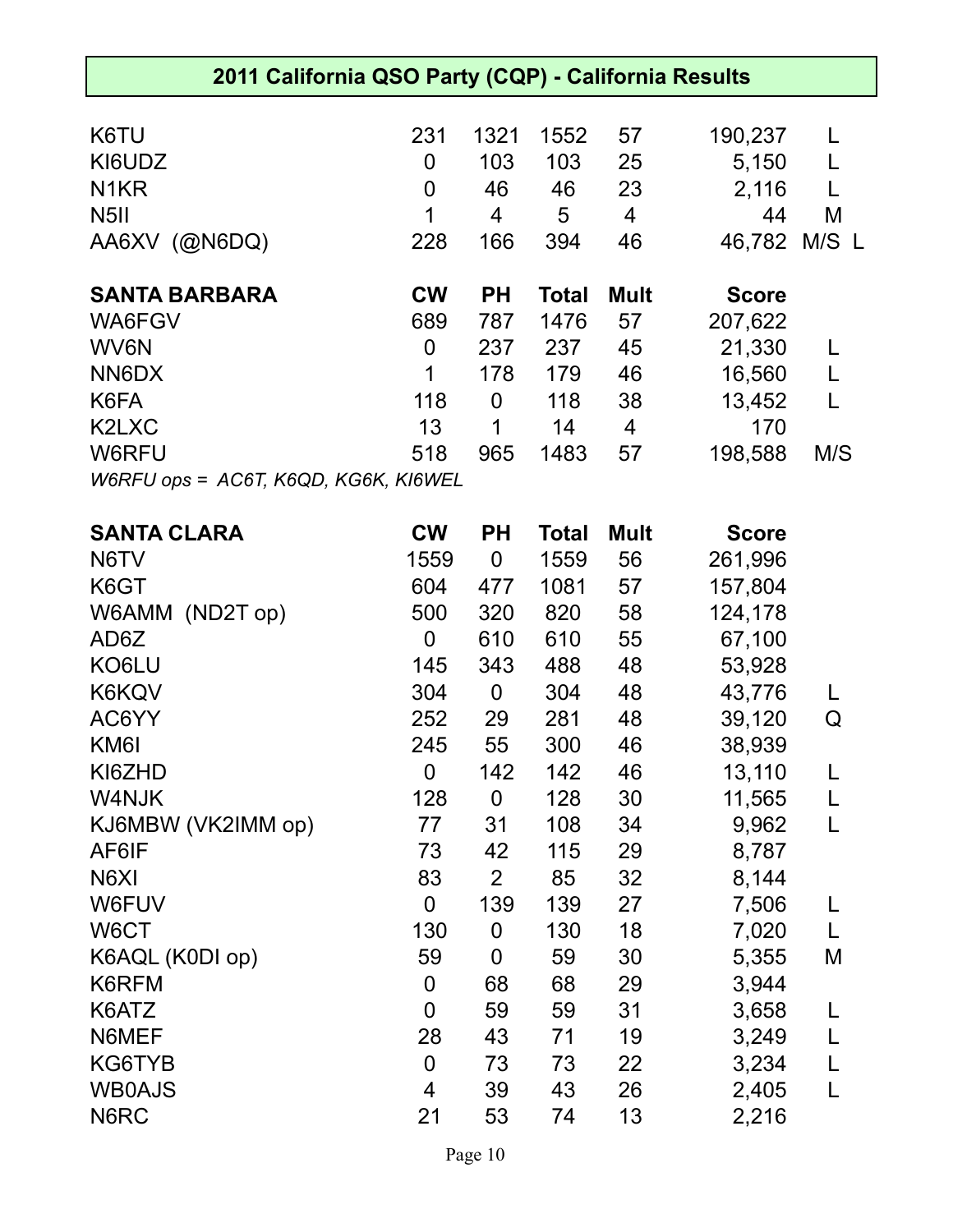## 2011 California QSO Party (CQP) - California Results

| | | | | | | |
|---|---|---|---|---|---|---|
| K6TU | 231 | 1321 | 1552 | 57 | 190,237 | L |
| KI6UDZ | 0 | 103 | 103 | 25 | 5,150 | L |
| N1KR | 0 | 46 | 46 | 23 | 2,116 | L |
| N5II | 1 | 4 | 5 | 4 | 44 | M |
| AA6XV (@N6DQ) | 228 | 166 | 394 | 46 | 46,782 | M/S L |

| **SANTA BARBARA** | **CW** | **PH** | **Total** | **Mult** | **Score** | |
|---|---|---|---|---|---|---|
| WA6FGV | 689 | 787 | 1476 | 57 | 207,622 | |
| WV6N | 0 | 237 | 237 | 45 | 21,330 | L |
| NN6DX | 1 | 178 | 179 | 46 | 16,560 | L |
| K6FA | 118 | 0 | 118 | 38 | 13,452 | L |
| K2LXC | 13 | 1 | 14 | 4 | 170 | |
| W6RFU | 518 | 965 | 1483 | 57 | 198,588 | M/S |

*W6RFU ops = AC6T, K6QD, KG6K, KI6WEL*

| **SANTA CLARA** | **CW** | **PH** | **Total** | **Mult** | **Score** | |
|---|---|---|---|---|---|---|
| N6TV | 1559 | 0 | 1559 | 56 | 261,996 | |
| K6GT | 604 | 477 | 1081 | 57 | 157,804 | |
| W6AMM (ND2T op) | 500 | 320 | 820 | 58 | 124,178 | |
| AD6Z | 0 | 610 | 610 | 55 | 67,100 | |
| KO6LU | 145 | 343 | 488 | 48 | 53,928 | |
| K6KQV | 304 | 0 | 304 | 48 | 43,776 | L |
| AC6YY | 252 | 29 | 281 | 48 | 39,120 | Q |
| KM6I | 245 | 55 | 300 | 46 | 38,939 | |
| KI6ZHD | 0 | 142 | 142 | 46 | 13,110 | L |
| W4NJK | 128 | 0 | 128 | 30 | 11,565 | L |
| KJ6MBW (VK2IMM op) | 77 | 31 | 108 | 34 | 9,962 | L |
| AF6IF | 73 | 42 | 115 | 29 | 8,787 | |
| N6XI | 83 | 2 | 85 | 32 | 8,144 | |
| W6FUV | 0 | 139 | 139 | 27 | 7,506 | L |
| W6CT | 130 | 0 | 130 | 18 | 7,020 | L |
| K6AQL (K0DI op) | 59 | 0 | 59 | 30 | 5,355 | M |
| K6RFM | 0 | 68 | 68 | 29 | 3,944 | |
| K6ATZ | 0 | 59 | 59 | 31 | 3,658 | L |
| N6MEF | 28 | 43 | 71 | 19 | 3,249 | L |
| KG6TYB | 0 | 73 | 73 | 22 | 3,234 | L |
| WB0AJS | 4 | 39 | 43 | 26 | 2,405 | L |
| N6RC | 21 | 53 | 74 | 13 | 2,216 | |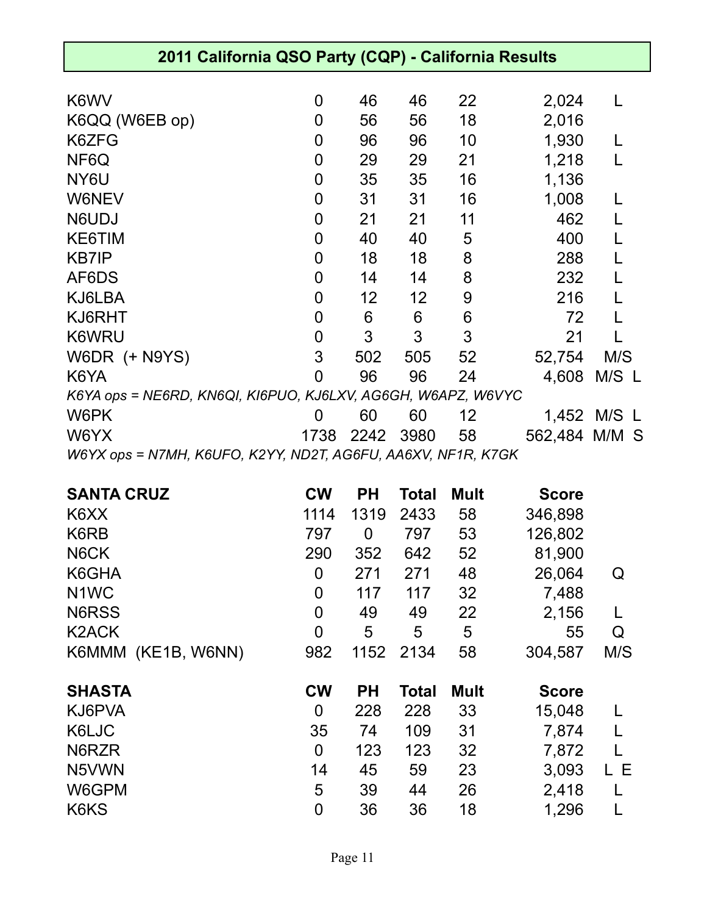## 2011 California QSO Party (CQP) - California Results

| | | | | | | |
|---|---|---|---|---|---|---|
| K6WV | 0 | 46 | 46 | 22 | 2,024 | L |
| K6QQ (W6EB op) | 0 | 56 | 56 | 18 | 2,016 | |
| K6ZFG | 0 | 96 | 96 | 10 | 1,930 | L |
| NF6Q | 0 | 29 | 29 | 21 | 1,218 | L |
| NY6U | 0 | 35 | 35 | 16 | 1,136 | |
| W6NEV | 0 | 31 | 31 | 16 | 1,008 | L |
| N6UDJ | 0 | 21 | 21 | 11 | 462 | L |
| KE6TIM | 0 | 40 | 40 | 5 | 400 | L |
| KB7IP | 0 | 18 | 18 | 8 | 288 | L |
| AF6DS | 0 | 14 | 14 | 8 | 232 | L |
| KJ6LBA | 0 | 12 | 12 | 9 | 216 | L |
| KJ6RHT | 0 | 6 | 6 | 6 | 72 | L |
| K6WRU | 0 | 3 | 3 | 3 | 21 | L |
| W6DR (+ N9YS) | 3 | 502 | 505 | 52 | 52,754 | M/S |
| K6YA | 0 | 96 | 96 | 24 | 4,608 | M/S L |
| W6PK | 0 | 60 | 60 | 12 | 1,452 | M/S L |
| W6YX | 1738 | 2242 | 3980 | 58 | 562,484 | M/M S |

*K6YA ops = NE6RD, KN6QI, KI6PUO, KJ6LXV, AG6GH, W6APZ, W6VYC*

*W6YX ops = N7MH, K6UFO, K2YY, ND2T, AG6FU, AA6XV, NF1R, K7GK*

| SANTA CRUZ | CW | PH | Total | Mult | Score | |
|---|---|---|---|---|---|---|
| K6XX | 1114 | 1319 | 2433 | 58 | 346,898 | |
| K6RB | 797 | 0 | 797 | 53 | 126,802 | |
| N6CK | 290 | 352 | 642 | 52 | 81,900 | |
| K6GHA | 0 | 271 | 271 | 48 | 26,064 | Q |
| N1WC | 0 | 117 | 117 | 32 | 7,488 | |
| N6RSS | 0 | 49 | 49 | 22 | 2,156 | L |
| K2ACK | 0 | 5 | 5 | 5 | 55 | Q |
| K6MMM (KE1B, W6NN) | 982 | 1152 | 2134 | 58 | 304,587 | M/S |

| SHASTA | CW | PH | Total | Mult | Score | |
|---|---|---|---|---|---|---|
| KJ6PVA | 0 | 228 | 228 | 33 | 15,048 | L |
| K6LJC | 35 | 74 | 109 | 31 | 7,874 | L |
| N6RZR | 0 | 123 | 123 | 32 | 7,872 | L |
| N5VWN | 14 | 45 | 59 | 23 | 3,093 | L E |
| W6GPM | 5 | 39 | 44 | 26 | 2,418 | L |
| K6KS | 0 | 36 | 36 | 18 | 1,296 | L |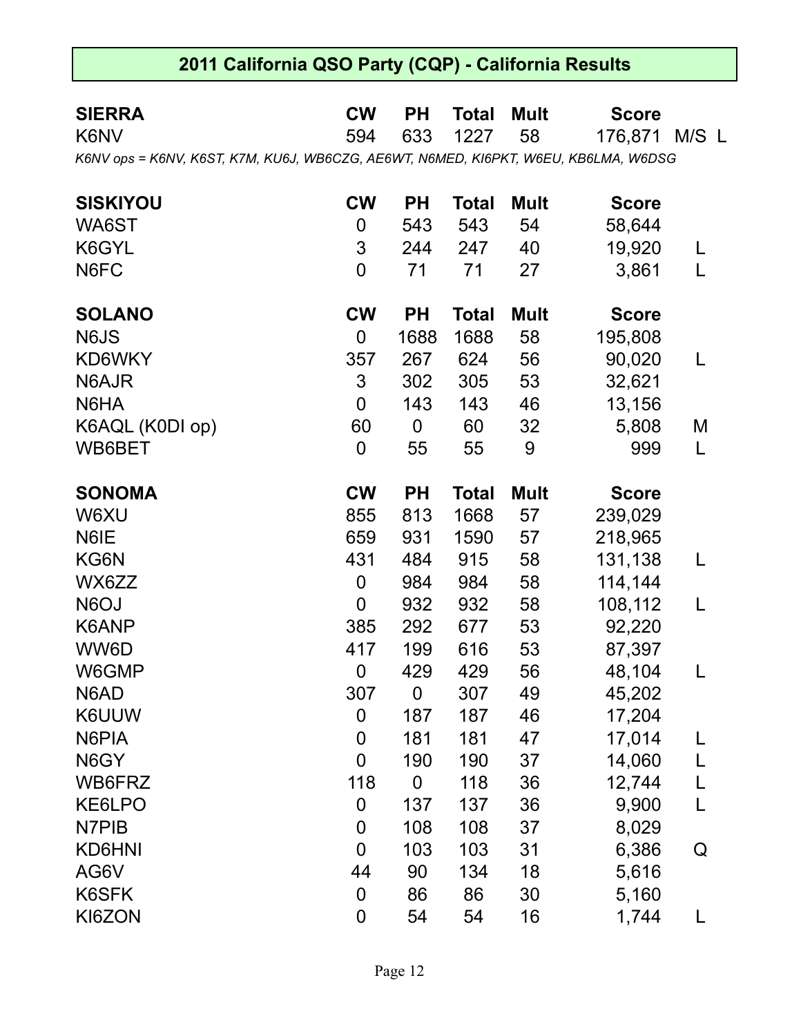## 2011 California QSO Party (CQP) - California Results

| SIERRA | CW | PH | Total | Mult | Score | |
|---|---|---|---|---|---|---|
| K6NV | 594 | 633 | 1227 | 58 | 176,871 | M/S L |

*K6NV ops = K6NV, K6ST, K7M, KU6J, WB6CZG, AE6WT, N6MED, KI6PKT, W6EU, KB6LMA, W6DSG*

| SISKIYOU | CW | PH | Total | Mult | Score | |
|---|---|---|---|---|---|---|
| WA6ST | 0 | 543 | 543 | 54 | 58,644 | |
| K6GYL | 3 | 244 | 247 | 40 | 19,920 | L |
| N6FC | 0 | 71 | 71 | 27 | 3,861 | L |

| SOLANO | CW | PH | Total | Mult | Score | |
|---|---|---|---|---|---|---|
| N6JS | 0 | 1688 | 1688 | 58 | 195,808 | |
| KD6WKY | 357 | 267 | 624 | 56 | 90,020 | L |
| N6AJR | 3 | 302 | 305 | 53 | 32,621 | |
| N6HA | 0 | 143 | 143 | 46 | 13,156 | |
| K6AQL (K0DI op) | 60 | 0 | 60 | 32 | 5,808 | M |
| WB6BET | 0 | 55 | 55 | 9 | 999 | L |

| SONOMA | CW | PH | Total | Mult | Score | |
|---|---|---|---|---|---|---|
| W6XU | 855 | 813 | 1668 | 57 | 239,029 | |
| N6IE | 659 | 931 | 1590 | 57 | 218,965 | |
| KG6N | 431 | 484 | 915 | 58 | 131,138 | L |
| WX6ZZ | 0 | 984 | 984 | 58 | 114,144 | |
| N6OJ | 0 | 932 | 932 | 58 | 108,112 | L |
| K6ANP | 385 | 292 | 677 | 53 | 92,220 | |
| WW6D | 417 | 199 | 616 | 53 | 87,397 | |
| W6GMP | 0 | 429 | 429 | 56 | 48,104 | L |
| N6AD | 307 | 0 | 307 | 49 | 45,202 | |
| K6UUW | 0 | 187 | 187 | 46 | 17,204 | |
| N6PIA | 0 | 181 | 181 | 47 | 17,014 | L |
| N6GY | 0 | 190 | 190 | 37 | 14,060 | L |
| WB6FRZ | 118 | 0 | 118 | 36 | 12,744 | L |
| KE6LPO | 0 | 137 | 137 | 36 | 9,900 | L |
| N7PIB | 0 | 108 | 108 | 37 | 8,029 | |
| KD6HNI | 0 | 103 | 103 | 31 | 6,386 | Q |
| AG6V | 44 | 90 | 134 | 18 | 5,616 | |
| K6SFK | 0 | 86 | 86 | 30 | 5,160 | |
| KI6ZON | 0 | 54 | 54 | 16 | 1,744 | L |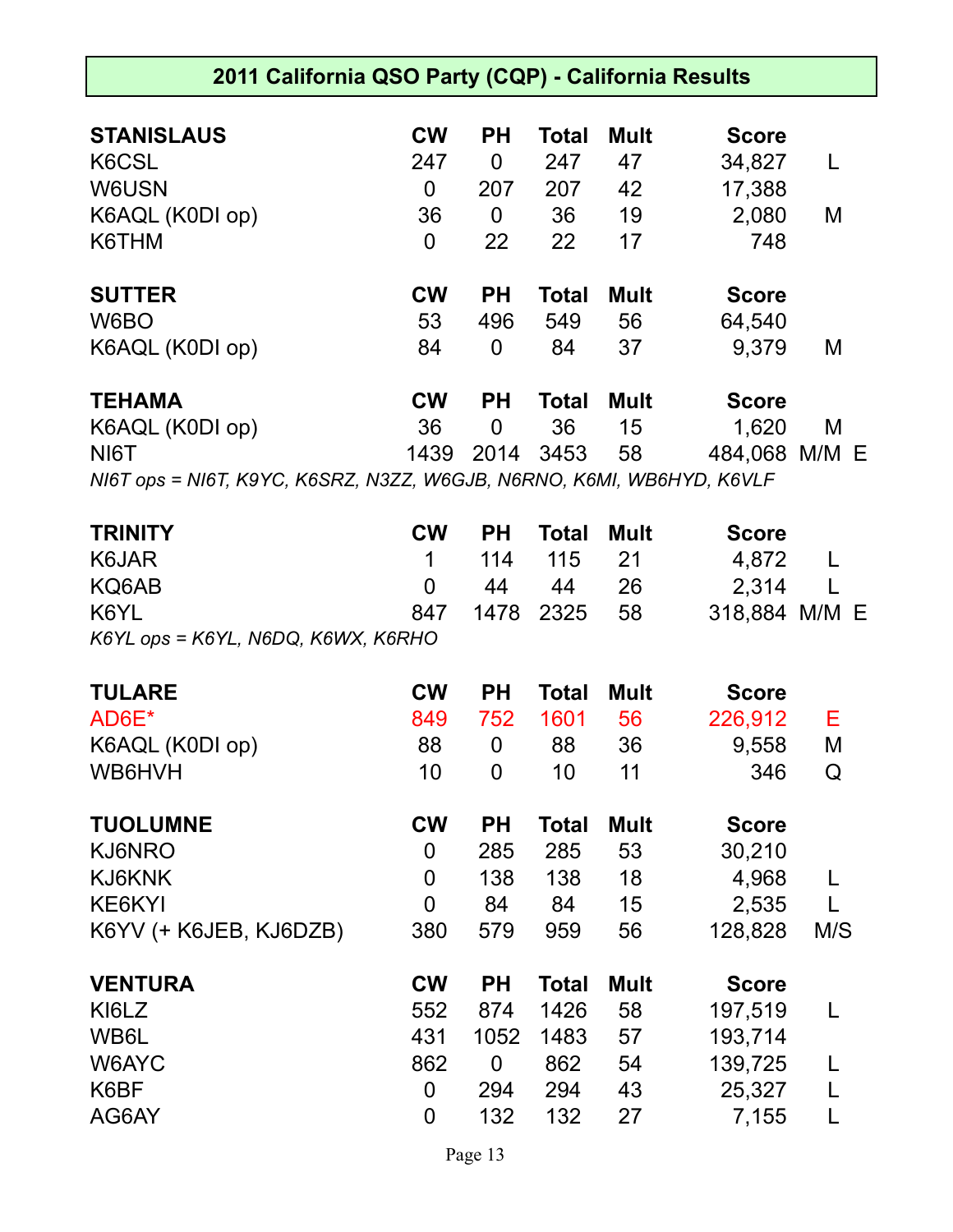## 2011 California QSO Party (CQP) - California Results

| STANISLAUS | CW | PH | Total | Mult | Score | |
|---|---|---|---|---|---|---|
| K6CSL | 247 | 0 | 247 | 47 | 34,827 | L |
| W6USN | 0 | 207 | 207 | 42 | 17,388 | |
| K6AQL (K0DI op) | 36 | 0 | 36 | 19 | 2,080 | M |
| K6THM | 0 | 22 | 22 | 17 | 748 | |

| SUTTER | CW | PH | Total | Mult | Score | |
|---|---|---|---|---|---|---|
| W6BO | 53 | 496 | 549 | 56 | 64,540 | |
| K6AQL (K0DI op) | 84 | 0 | 84 | 37 | 9,379 | M |

| TEHAMA | CW | PH | Total | Mult | Score | |
|---|---|---|---|---|---|---|
| K6AQL (K0DI op) | 36 | 0 | 36 | 15 | 1,620 | M |
| NI6T | 1439 | 2014 | 3453 | 58 | 484,068 | M/M E |

*NI6T ops = NI6T, K9YC, K6SRZ, N3ZZ, W6GJB, N6RNO, K6MI, WB6HYD, K6VLF*

| TRINITY | CW | PH | Total | Mult | Score | |
|---|---|---|---|---|---|---|
| K6JAR | 1 | 114 | 115 | 21 | 4,872 | L |
| KQ6AB | 0 | 44 | 44 | 26 | 2,314 | L |
| K6YL | 847 | 1478 | 2325 | 58 | 318,884 | M/M E |

*K6YL ops = K6YL, N6DQ, K6WX, K6RHO*

| TULARE | CW | PH | Total | Mult | Score | |
|---|---|---|---|---|---|---|
| AD6E* | 849 | 752 | 1601 | 56 | 226,912 | E |
| K6AQL (K0DI op) | 88 | 0 | 88 | 36 | 9,558 | M |
| WB6HVH | 10 | 0 | 10 | 11 | 346 | Q |

| TUOLUMNE | CW | PH | Total | Mult | Score | |
|---|---|---|---|---|---|---|
| KJ6NRO | 0 | 285 | 285 | 53 | 30,210 | |
| KJ6KNK | 0 | 138 | 138 | 18 | 4,968 | L |
| KE6KYI | 0 | 84 | 84 | 15 | 2,535 | L |
| K6YV (+ K6JEB, KJ6DZB) | 380 | 579 | 959 | 56 | 128,828 | M/S |

| VENTURA | CW | PH | Total | Mult | Score | |
|---|---|---|---|---|---|---|
| KI6LZ | 552 | 874 | 1426 | 58 | 197,519 | L |
| WB6L | 431 | 1052 | 1483 | 57 | 193,714 | |
| W6AYC | 862 | 0 | 862 | 54 | 139,725 | L |
| K6BF | 0 | 294 | 294 | 43 | 25,327 | L |
| AG6AY | 0 | 132 | 132 | 27 | 7,155 | L |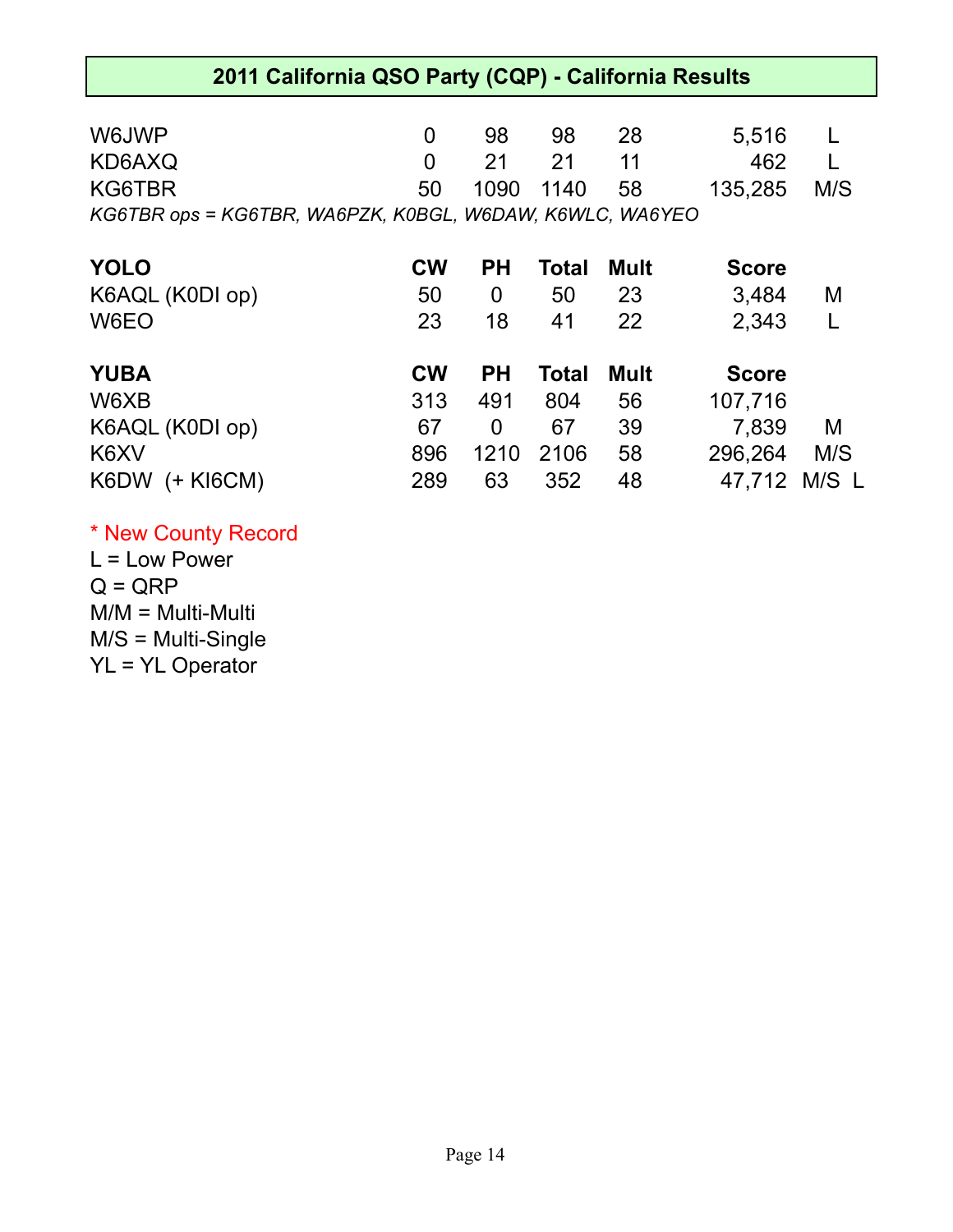## 2011 California QSO Party (CQP) - California Results

| | | | | | | |
|---|---|---|---|---|---|---|
| W6JWP | 0 | 98 | 98 | 28 | 5,516 | L |
| KD6AXQ | 0 | 21 | 21 | 11 | 462 | L |
| KG6TBR | 50 | 1090 | 1140 | 58 | 135,285 | M/S |

*KG6TBR ops = KG6TBR, WA6PZK, K0BGL, W6DAW, K6WLC, WA6YEO*

| YOLO | CW | PH | Total | Mult | Score | |
|---|---|---|---|---|---|---|
| K6AQL (K0DI op) | 50 | 0 | 50 | 23 | 3,484 | M |
| W6EO | 23 | 18 | 41 | 22 | 2,343 | L |

| YUBA | CW | PH | Total | Mult | Score | |
|---|---|---|---|---|---|---|
| W6XB | 313 | 491 | 804 | 56 | 107,716 | |
| K6AQL (K0DI op) | 67 | 0 | 67 | 39 | 7,839 | M |
| K6XV | 896 | 1210 | 2106 | 58 | 296,264 | M/S |
| K6DW (+ KI6CM) | 289 | 63 | 352 | 48 | 47,712 | M/S L |

* New County Record

L = Low Power

Q = QRP

M/M = Multi-Multi

M/S = Multi-Single

YL = YL Operator